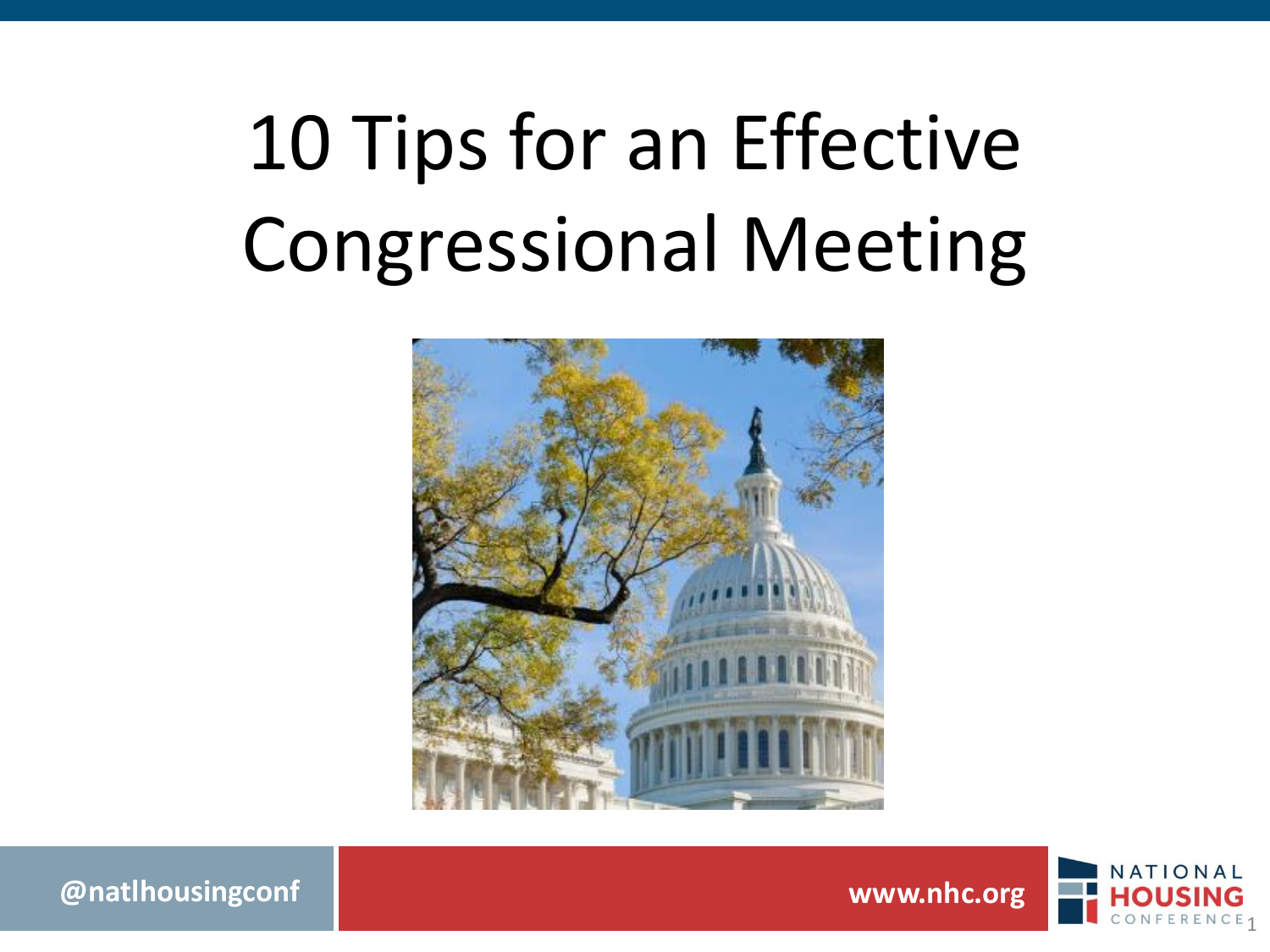# 10 Tips for an Effective Congressional Meeting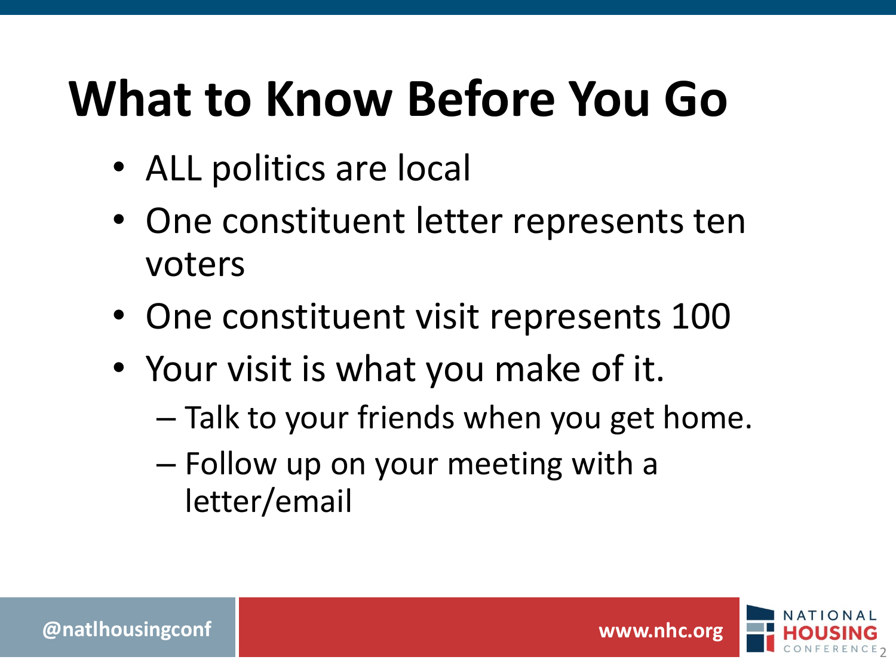# What to Know Before You Go

- ALL politics are local
- One constituent letter represents ten voters
- One constituent visit represents 100
- Your visit is what you make of it.
  - Talk to your friends when you get home.
  - Follow up on your meeting with a letter/email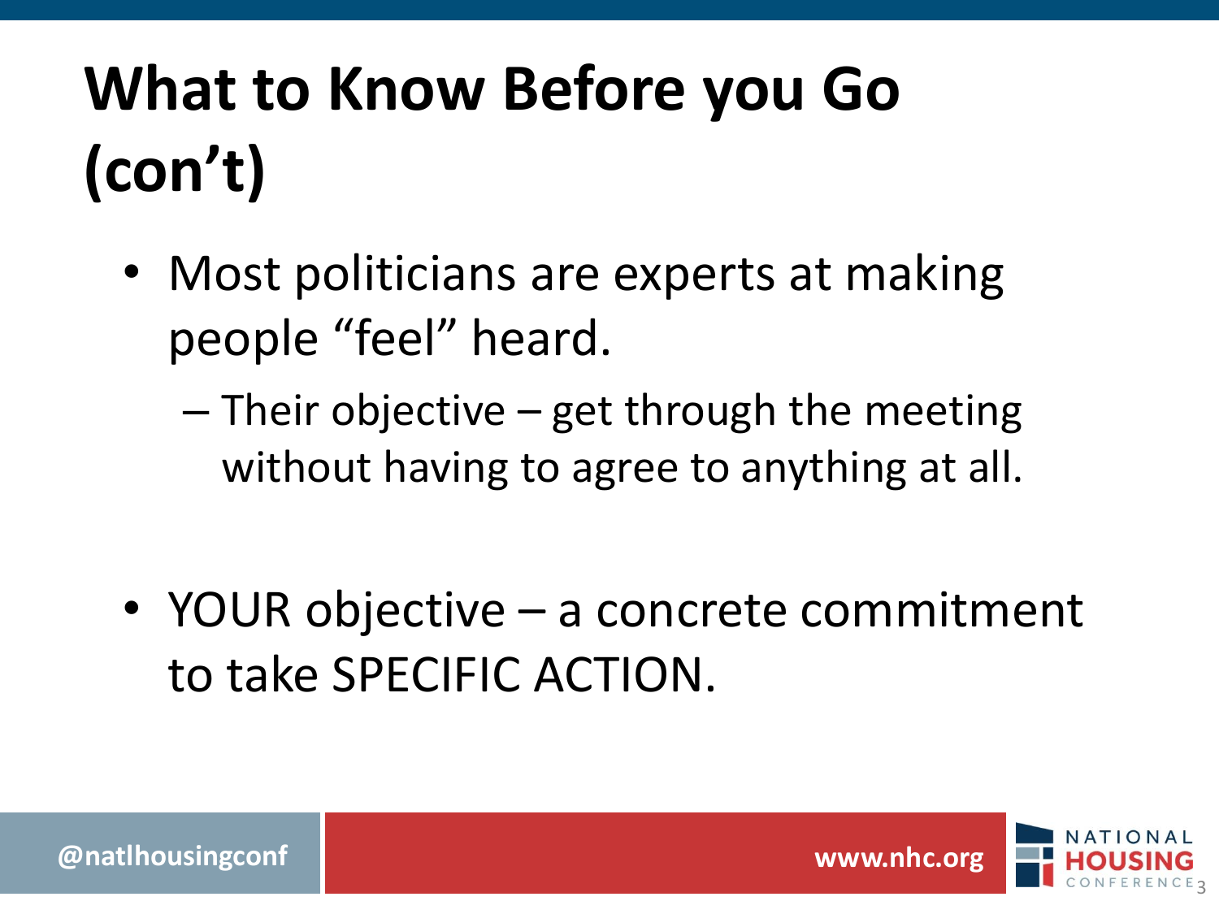# What to Know Before you Go (con't)

- Most politicians are experts at making people "feel" heard.
  - Their objective – get through the meeting without having to agree to anything at all.

- YOUR objective – a concrete commitment to take SPECIFIC ACTION.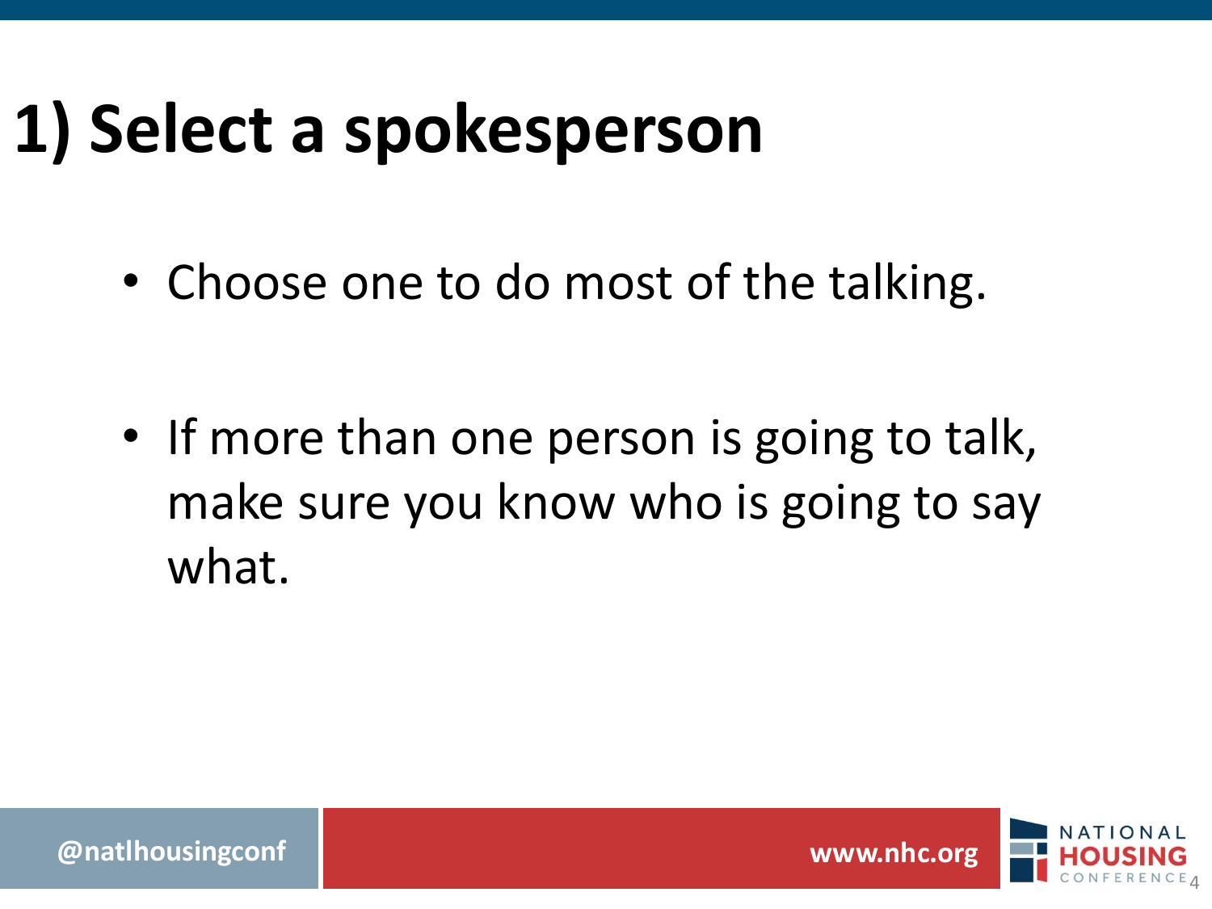# 1) Select a spokesperson

- Choose one to do most of the talking.

- If more than one person is going to talk, make sure you know who is going to say what.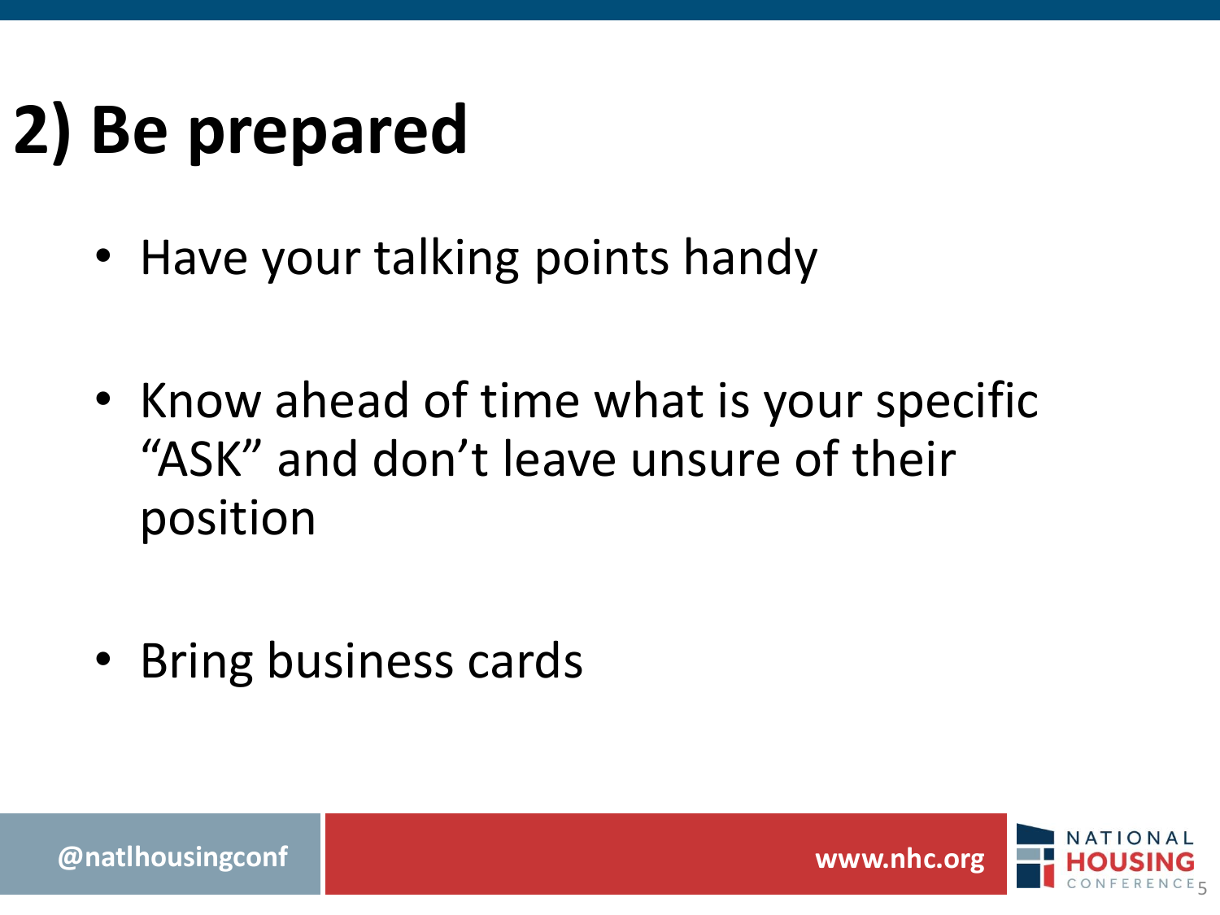# 2) Be prepared

- Have your talking points handy
- Know ahead of time what is your specific “ASK” and don’t leave unsure of their position
- Bring business cards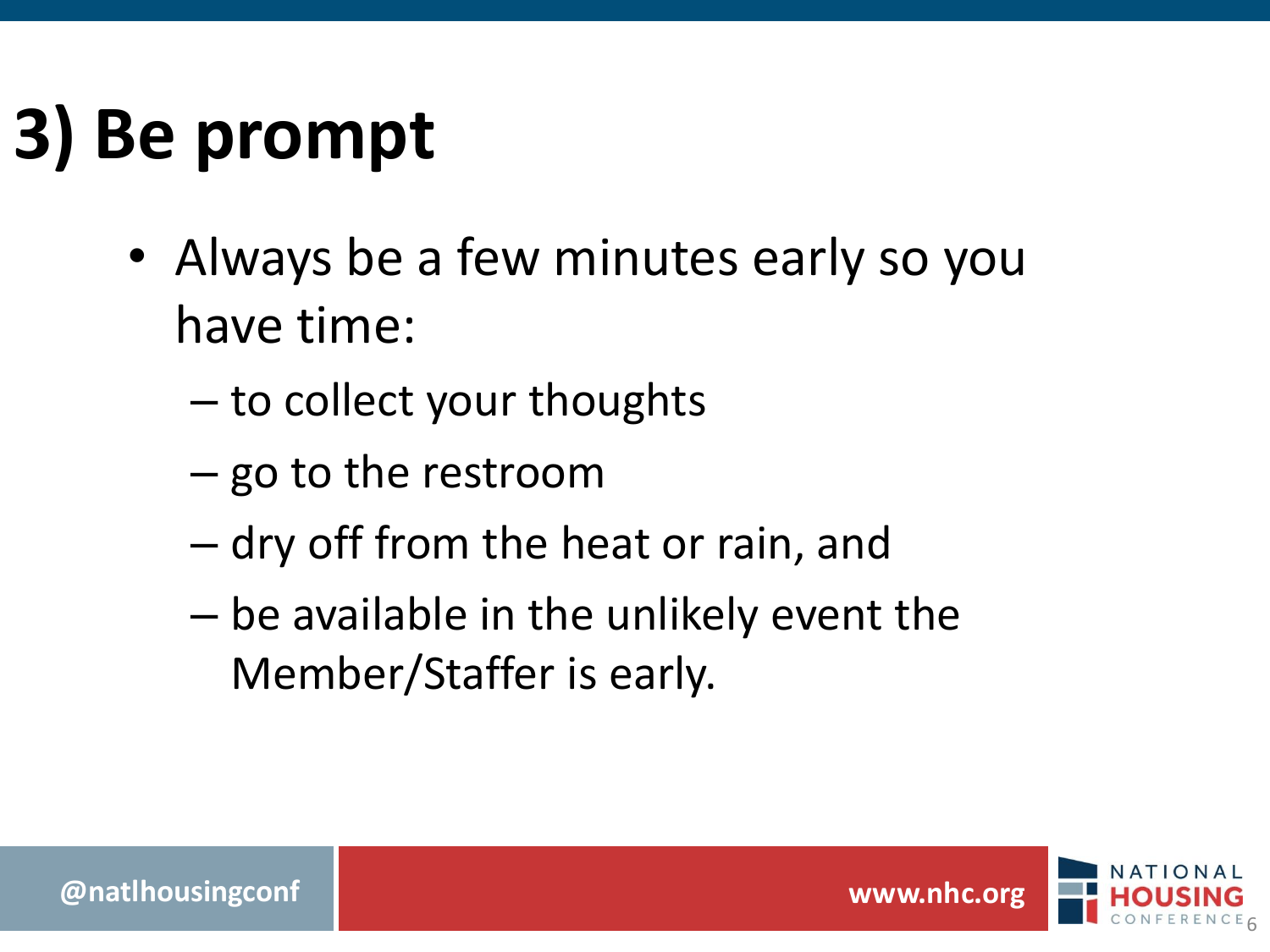# 3) Be prompt

- Always be a few minutes early so you have time:
  - to collect your thoughts
  - go to the restroom
  - dry off from the heat or rain, and
  - be available in the unlikely event the Member/Staffer is early.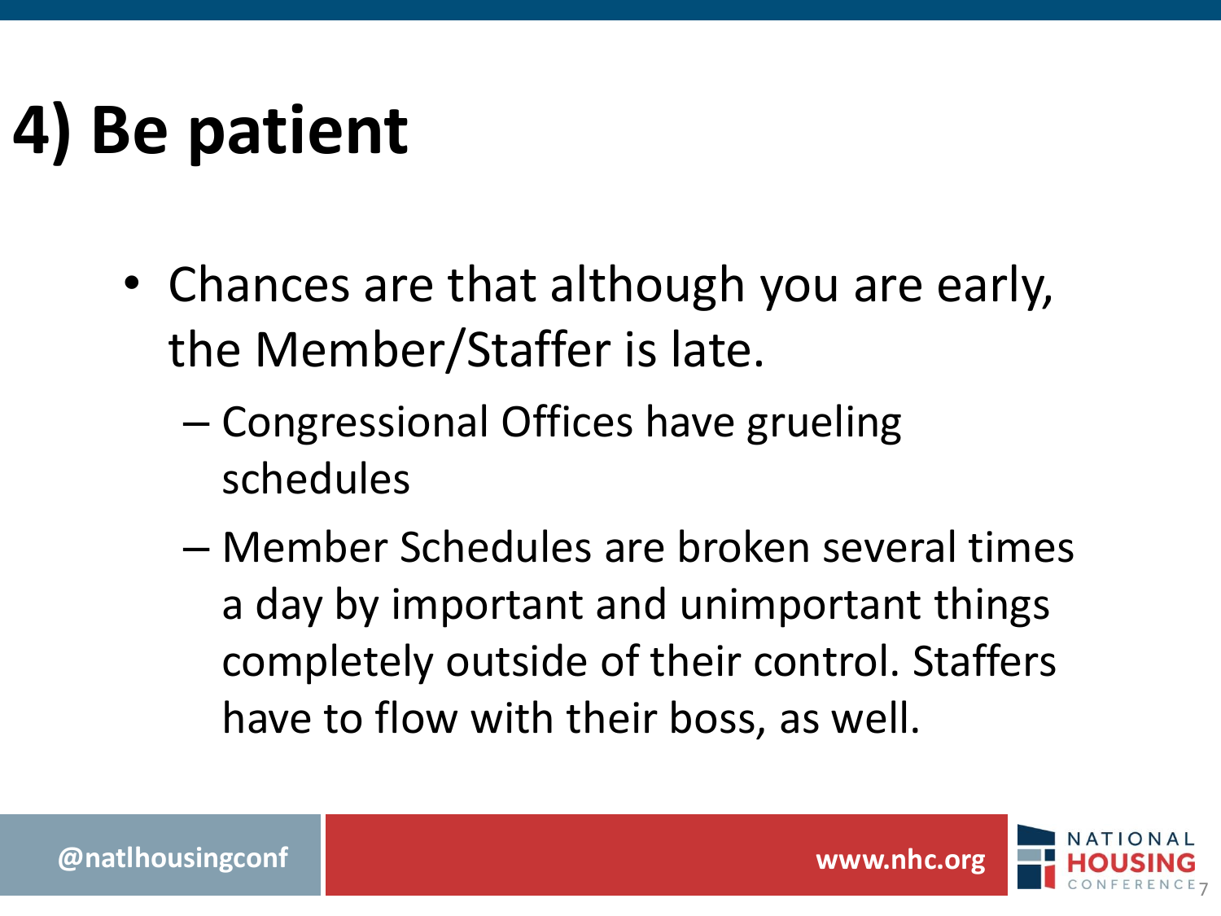# 4) Be patient

- Chances are that although you are early, the Member/Staffer is late.
  - Congressional Offices have grueling schedules
  - Member Schedules are broken several times a day by important and unimportant things completely outside of their control. Staffers have to flow with their boss, as well.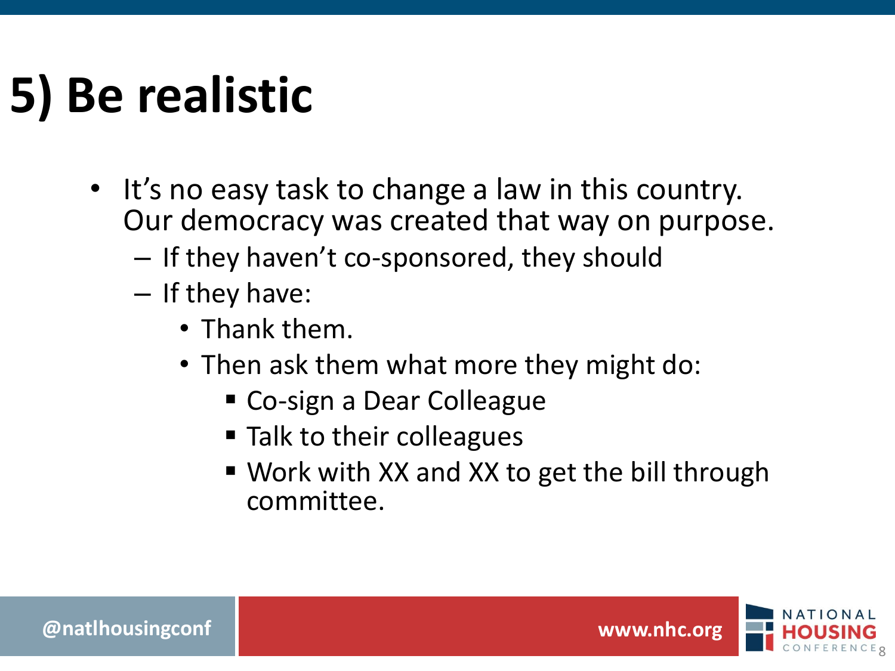# 5) Be realistic

- It's no easy task to change a law in this country. Our democracy was created that way on purpose.
  - If they haven't co-sponsored, they should
  - If they have:
    - Thank them.
    - Then ask them what more they might do:
      - Co-sign a Dear Colleague
      - Talk to their colleagues
      - Work with XX and XX to get the bill through committee.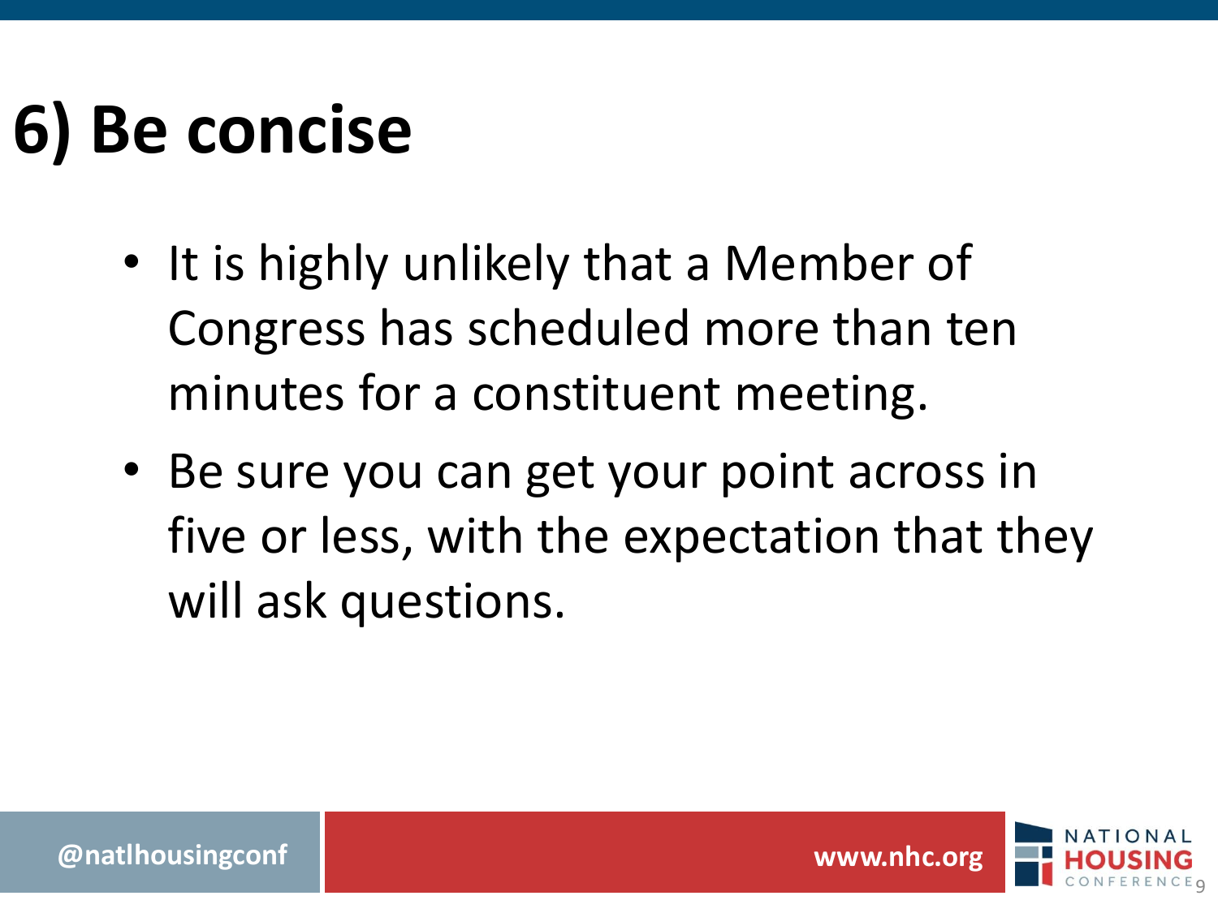# 6) Be concise

- It is highly unlikely that a Member of Congress has scheduled more than ten minutes for a constituent meeting.
- Be sure you can get your point across in five or less, with the expectation that they will ask questions.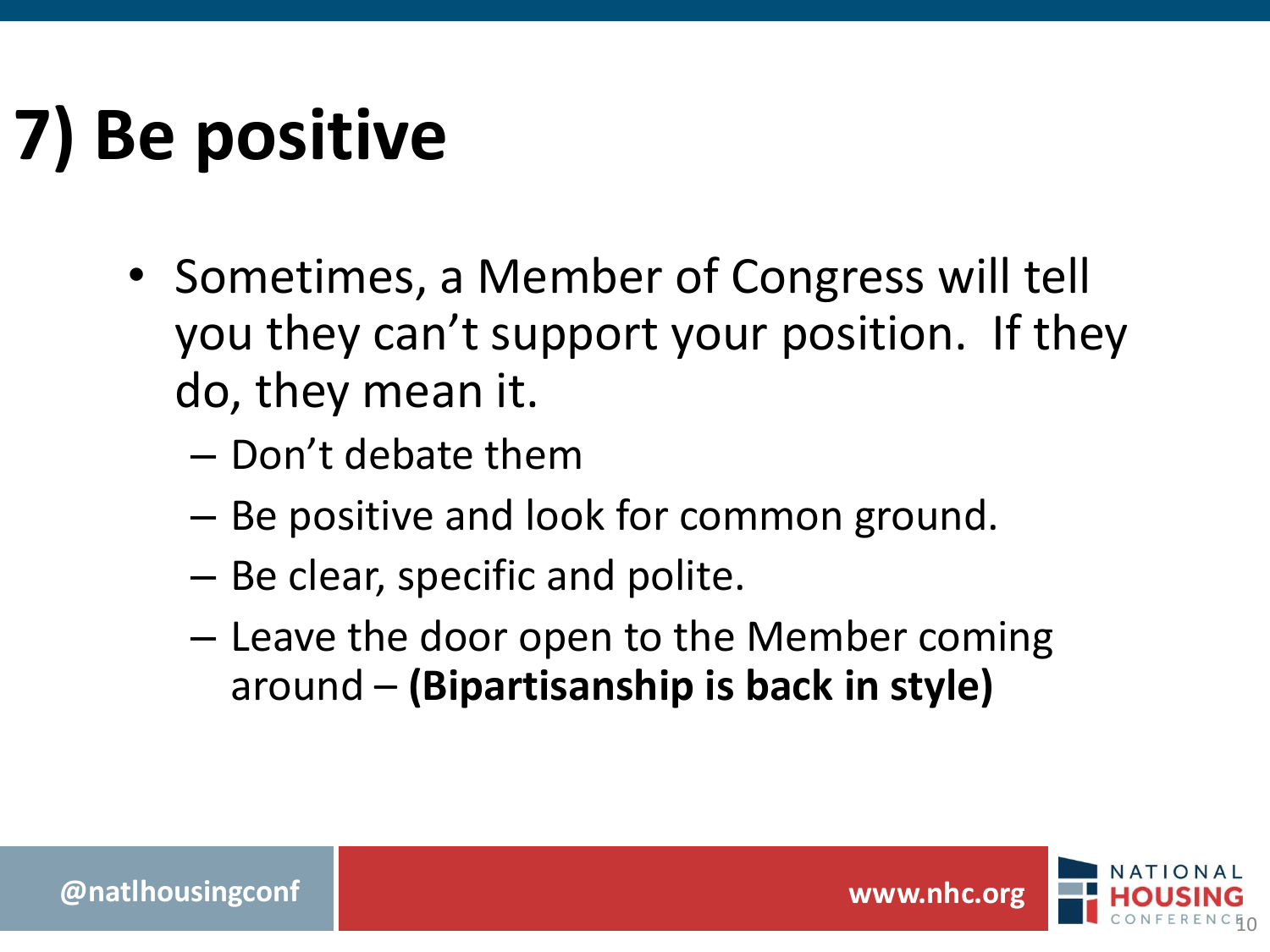# 7) Be positive

- Sometimes, a Member of Congress will tell you they can't support your position. If they do, they mean it.
  - Don't debate them
  - Be positive and look for common ground.
  - Be clear, specific and polite.
  - Leave the door open to the Member coming around – **(Bipartisanship is back in style)**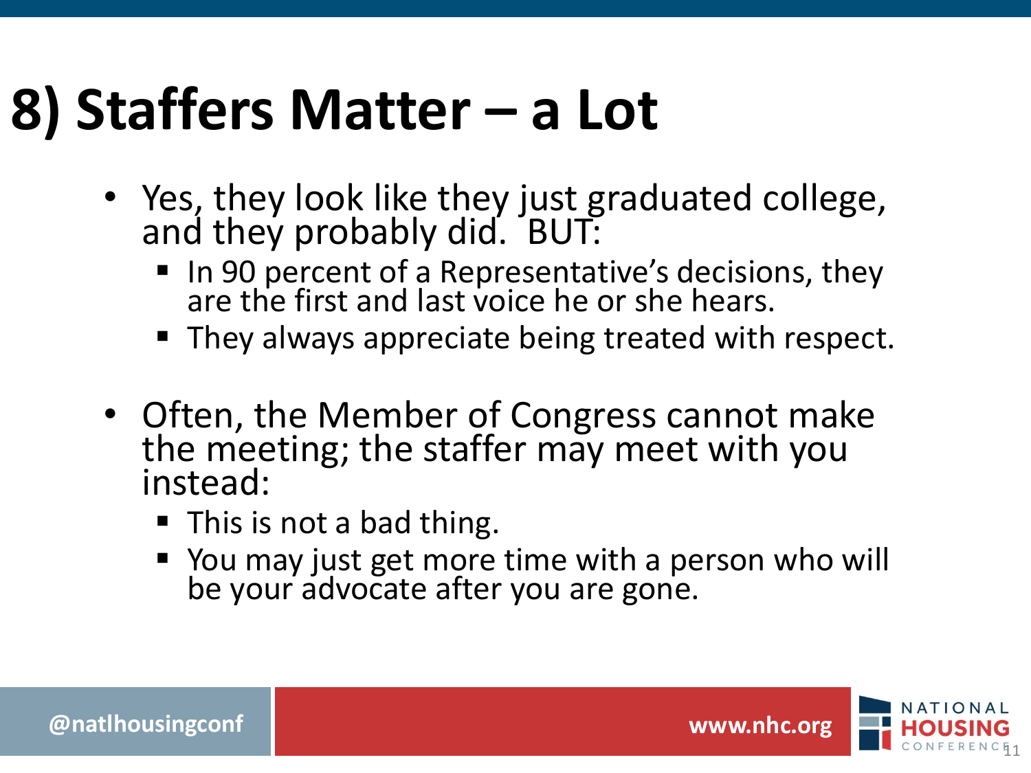# 8) Staffers Matter – a Lot

- Yes, they look like they just graduated college, and they probably did. BUT:
  - In 90 percent of a Representative's decisions, they are the first and last voice he or she hears.
  - They always appreciate being treated with respect.

- Often, the Member of Congress cannot make the meeting; the staffer may meet with you instead:
  - This is not a bad thing.
  - You may just get more time with a person who will be your advocate after you are gone.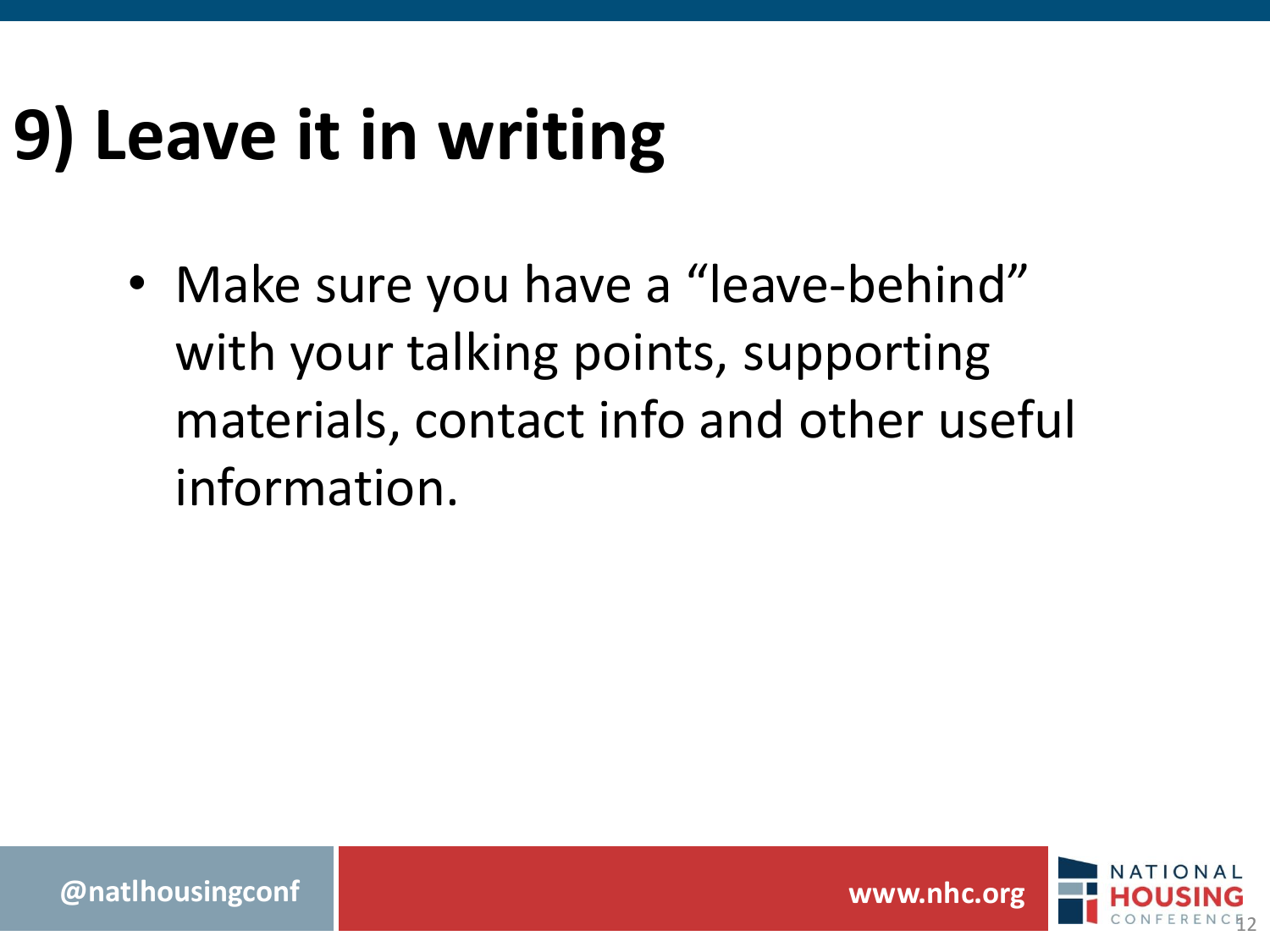# 9) Leave it in writing

- Make sure you have a “leave-behind” with your talking points, supporting materials, contact info and other useful information.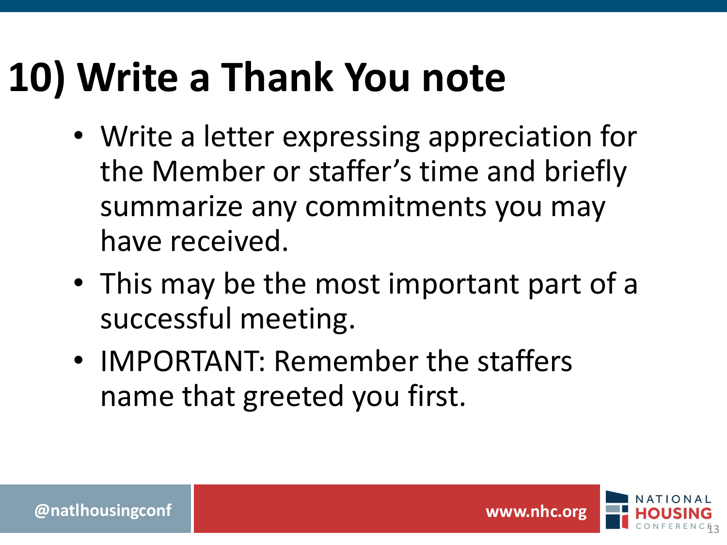# 10) Write a Thank You note

- Write a letter expressing appreciation for the Member or staffer's time and briefly summarize any commitments you may have received.
- This may be the most important part of a successful meeting.
- IMPORTANT: Remember the staffers name that greeted you first.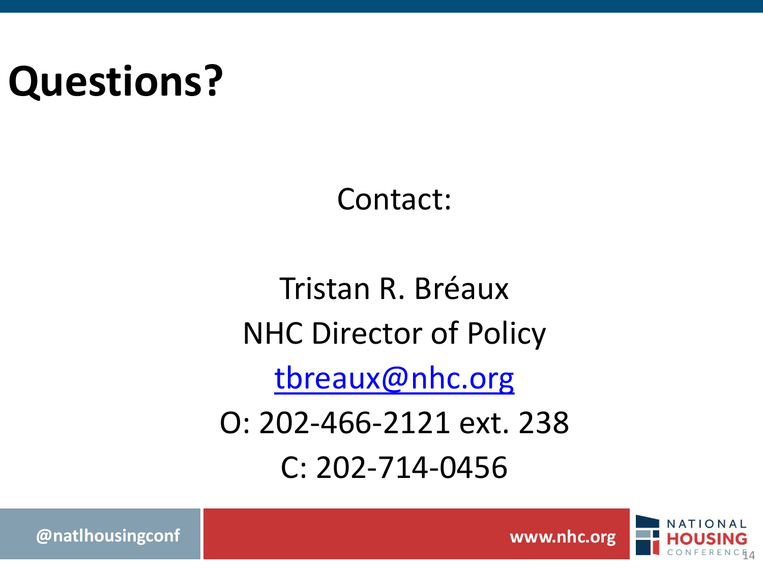# Questions?

Contact:

Tristan R. Bréaux

NHC Director of Policy

tbreaux@nhc.org

O: 202-466-2121 ext. 238

C: 202-714-0456